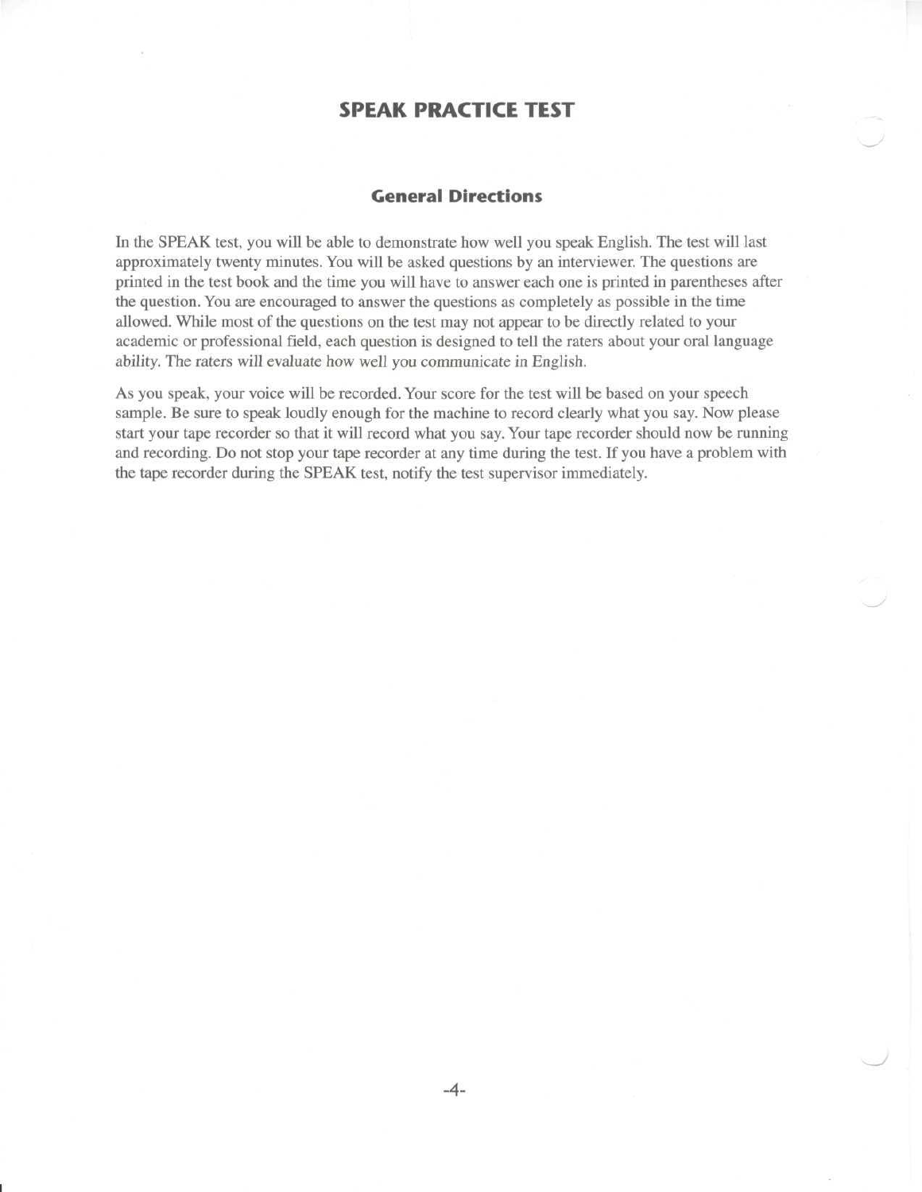# SPEAK PRACTICE TEST

## General Directions

In the SPEAK test, you will be able to demonstrate how well you speak English. The test will last approximately twenty minutes. You will be asked questions by an interviewer. The questions are printed in the test book and the time you will have to answer each one is printed in parentheses after the question. You are encouraged to answer the questions as completely as possible in the time allowed. While most of the questions on the test may not appear to be directly related to your academic or professional field, each question is designed to tell the raters about your oral language ability. The raters will evaluate how well you communicate in English.

As you speak, your voice will be recorded. Your score for the test will be based on your speech sample. Be sure to speak loudly enough for the machine to record clearly what you say. Now please start your tape recorder so that it will record what you say. Your tape recorder should now be running and recording. Do not stop your tape recorder at any time during the test. If you have a problem with the tape recorder during the SPEAK test, notify the test supervisor immediately.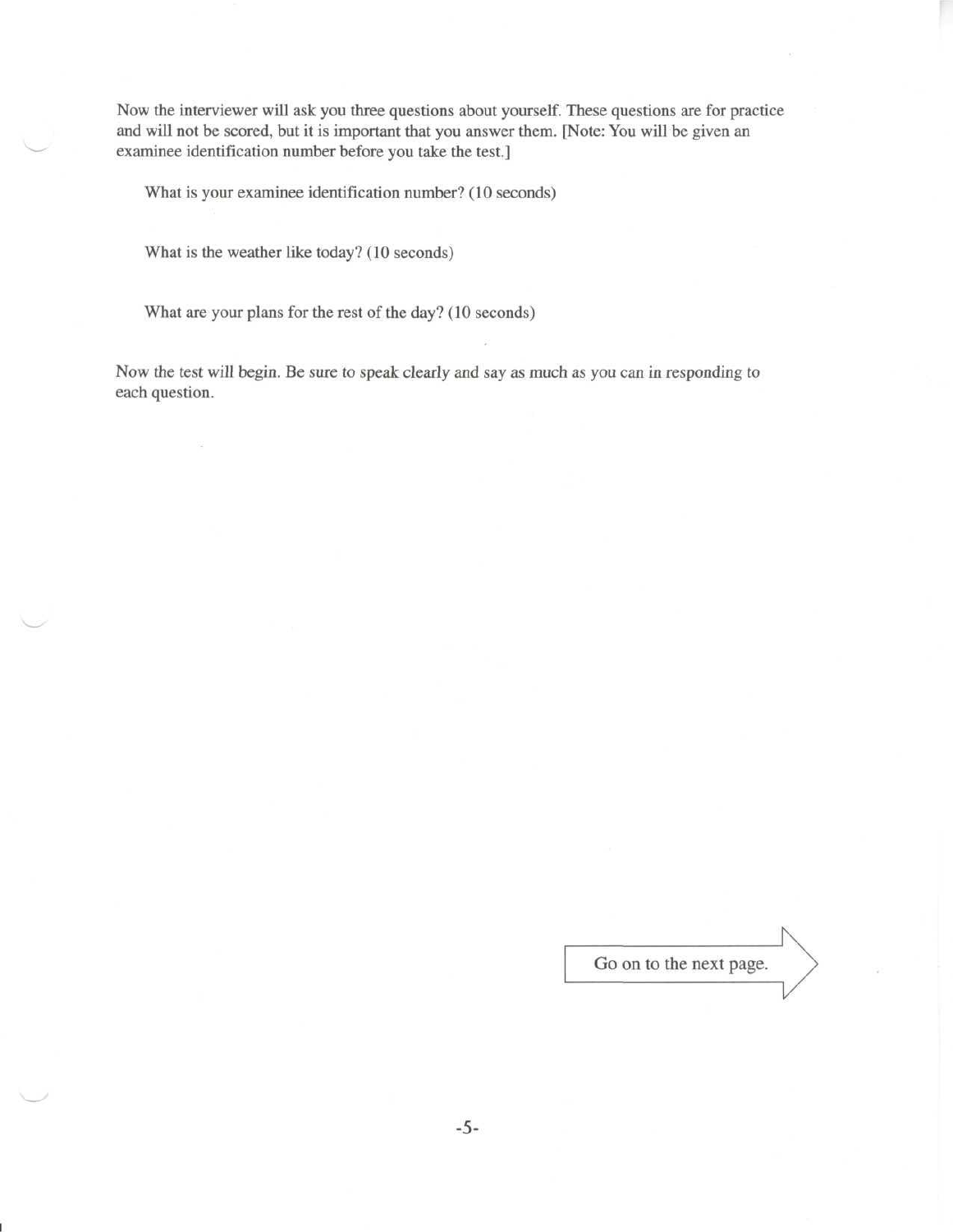Now the interviewer will ask you three questions about yourself. These questions are for practice and will not be scored, but it is important that you answer them. [Note: You will be given an examinee identification number before you take the test.]

What is your examinee identification number? (10 seconds)

What is the weather like today? (10 seconds)

What are your plans for the rest of the day? (10 seconds)

Now the test will begin. Be sure to speak clearly and say as much as you can in responding to each question.

Go on to the next page.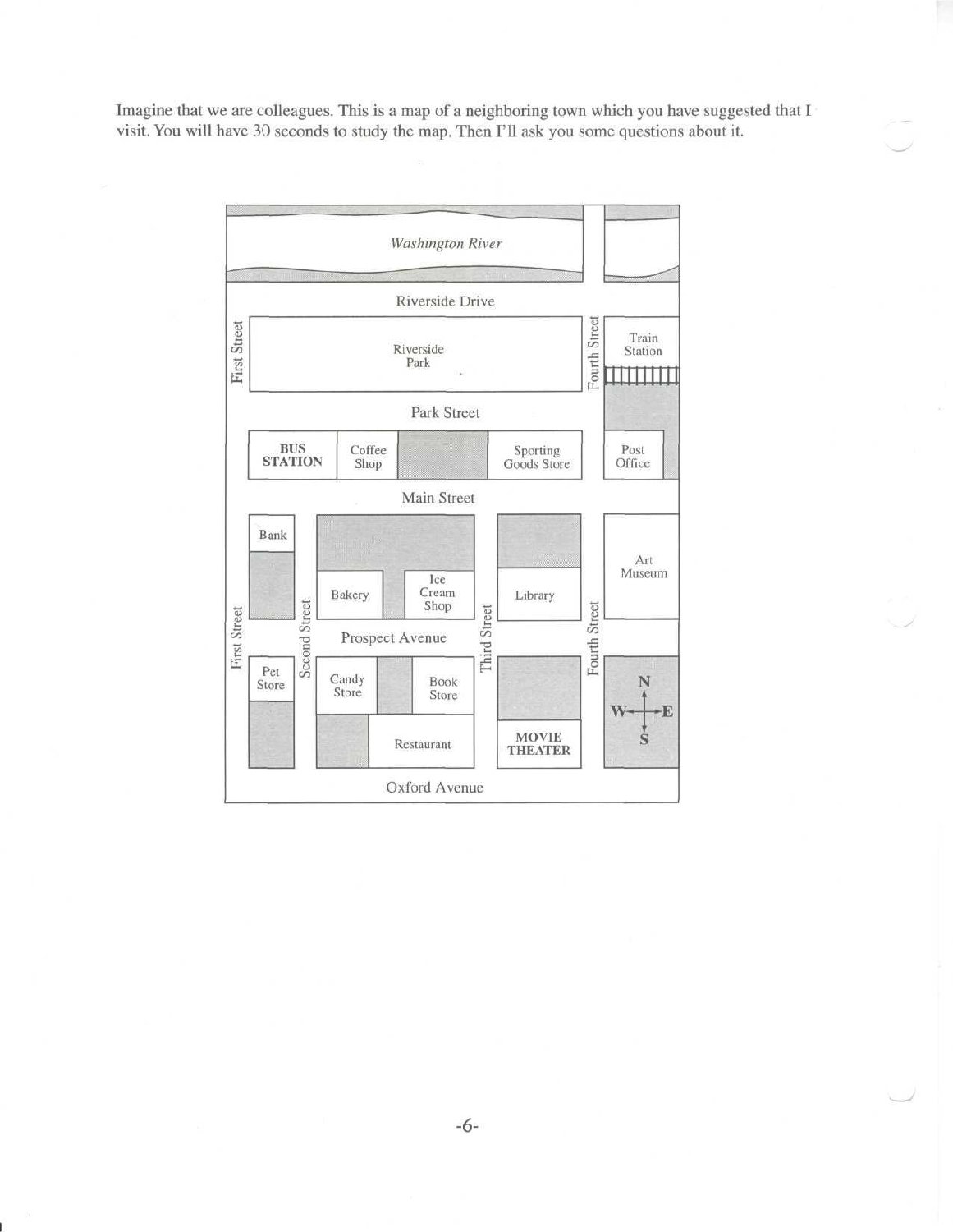Imagine that we are colleagues. This is a map of a neighboring town which you have suggested that I visit. You will have 30 seconds to study the map. Then I'll ask you some questions about it.

Washington River

Riverside Drive

First Street

Riverside Park

Fourth Street

Train Station

Park Street

BUS STATION

Coffee Shop

Sporting Goods Store

Post Office

Main Street

Bank

Art Museum

Bakery

Ice Cream Shop

Library

First Street

Second Street

Prospect Avenue

Third Street

Fourth Street

Pet Store

Candy Store

Book Store

N

W E

S

Restaurant

MOVIE THEATER

Oxford Avenue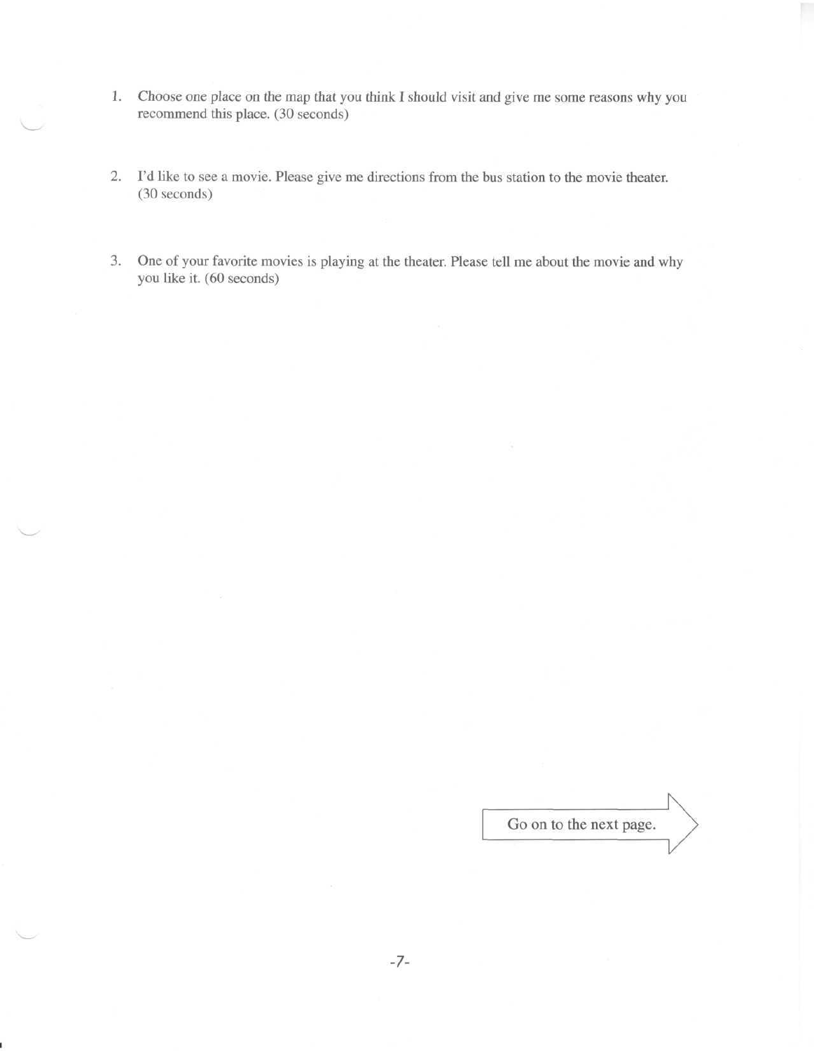1. Choose one place on the map that you think I should visit and give me some reasons why you recommend this place. (30 seconds)

2. I'd like to see a movie. Please give me directions from the bus station to the movie theater. (30 seconds)

3. One of your favorite movies is playing at the theater. Please tell me about the movie and why you like it. (60 seconds)

Go on to the next page.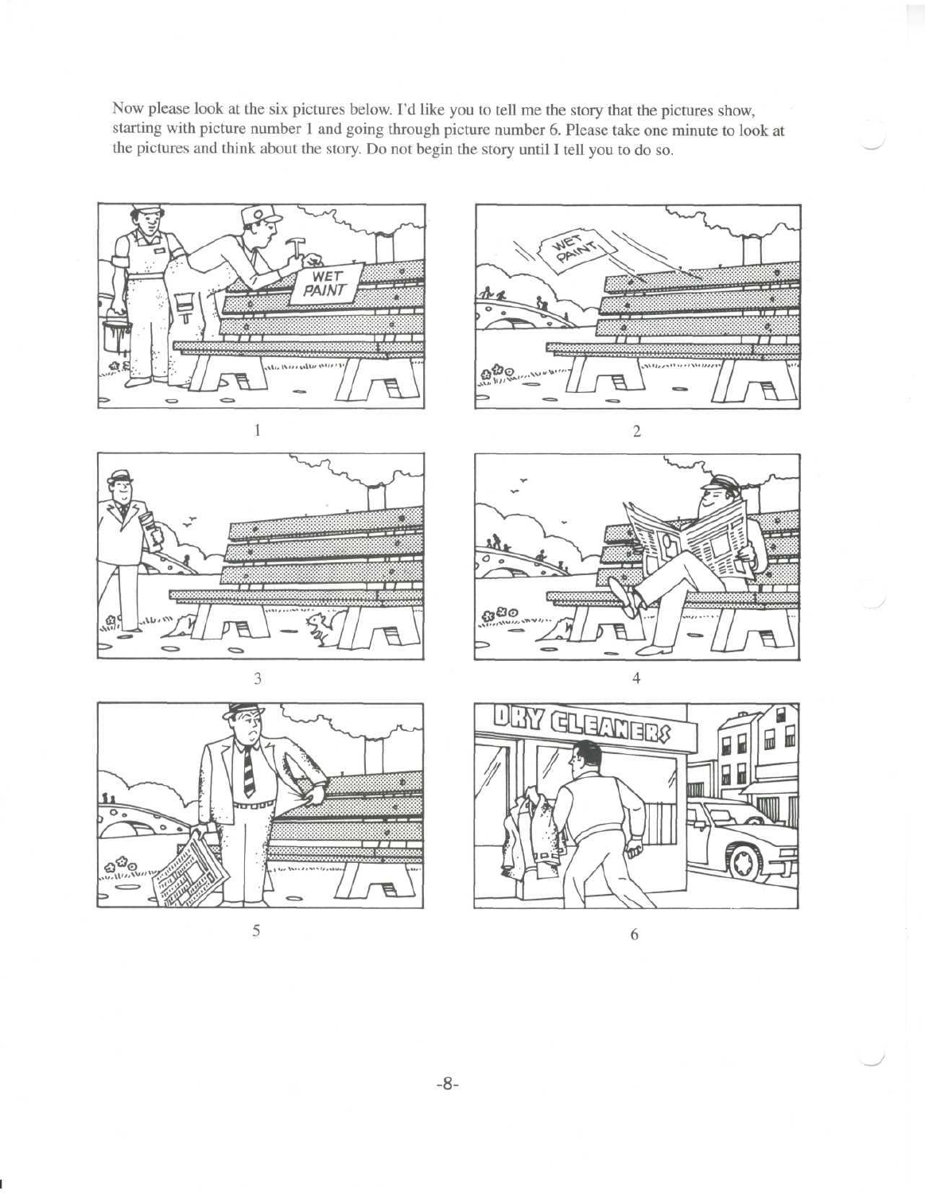Now please look at the six pictures below. I'd like you to tell me the story that the pictures show, starting with picture number 1 and going through picture number 6. Please take one minute to look at the pictures and think about the story. Do not begin the story until I tell you to do so.

1

2

3

4

5

6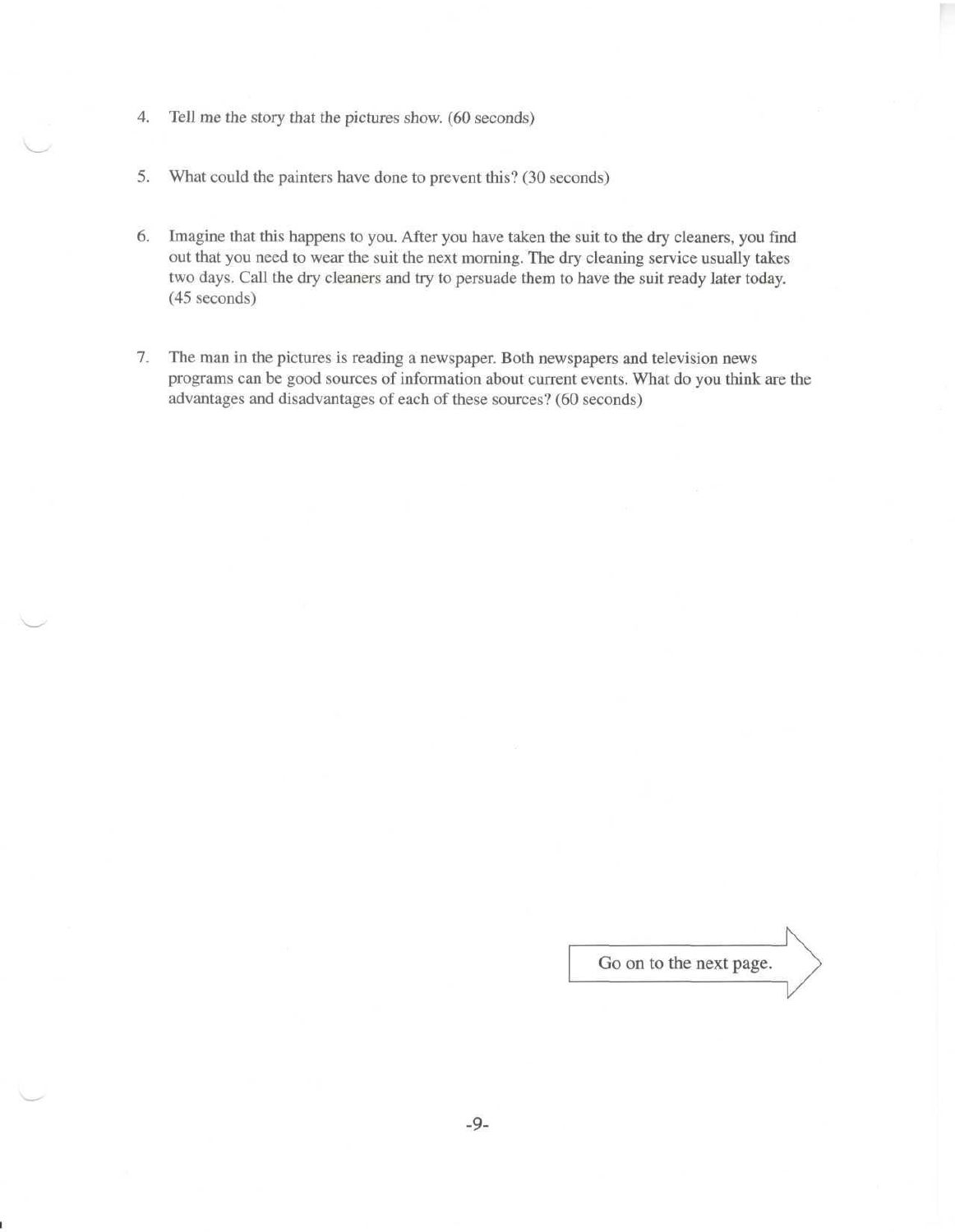4. Tell me the story that the pictures show. (60 seconds)

5. What could the painters have done to prevent this? (30 seconds)

6. Imagine that this happens to you. After you have taken the suit to the dry cleaners, you find out that you need to wear the suit the next morning. The dry cleaning service usually takes two days. Call the dry cleaners and try to persuade them to have the suit ready later today. (45 seconds)

7. The man in the pictures is reading a newspaper. Both newspapers and television news programs can be good sources of information about current events. What do you think are the advantages and disadvantages of each of these sources? (60 seconds)

Go on to the next page.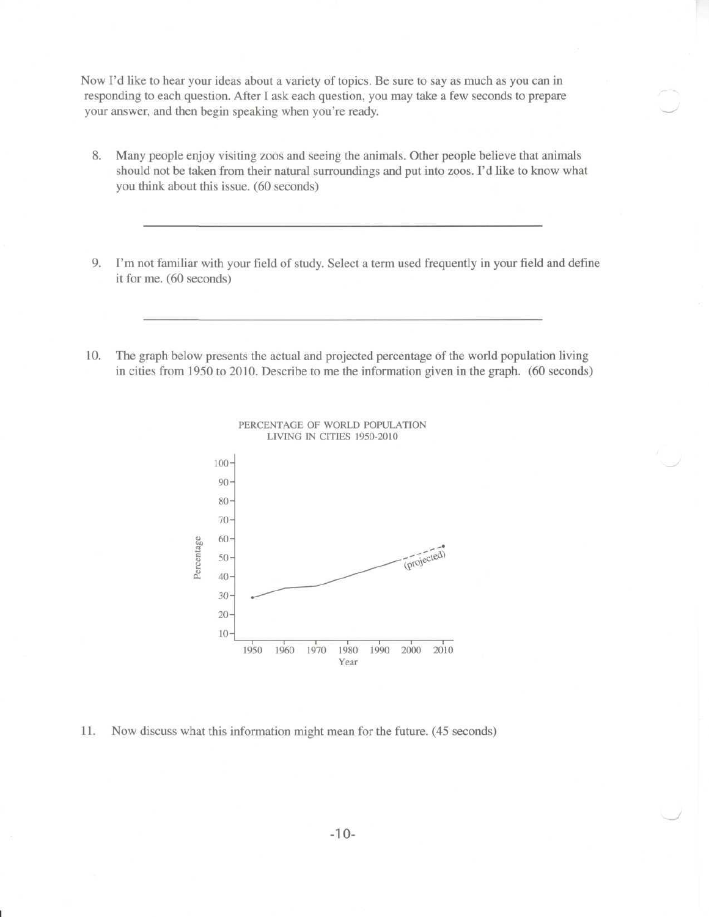Now I'd like to hear your ideas about a variety of topics. Be sure to say as much as you can in responding to each question. After I ask each question, you may take a few seconds to prepare your answer, and then begin speaking when you're ready.

8. Many people enjoy visiting zoos and seeing the animals. Other people believe that animals should not be taken from their natural surroundings and put into zoos. I'd like to know what you think about this issue. (60 seconds)

9. I'm not familiar with your field of study. Select a term used frequently in your field and define it for me. (60 seconds)

10. The graph below presents the actual and projected percentage of the world population living in cities from 1950 to 2010. Describe to me the information given in the graph. (60 seconds)

PERCENTAGE OF WORLD POPULATION LIVING IN CITIES 1950-2010

11. Now discuss what this information might mean for the future. (45 seconds)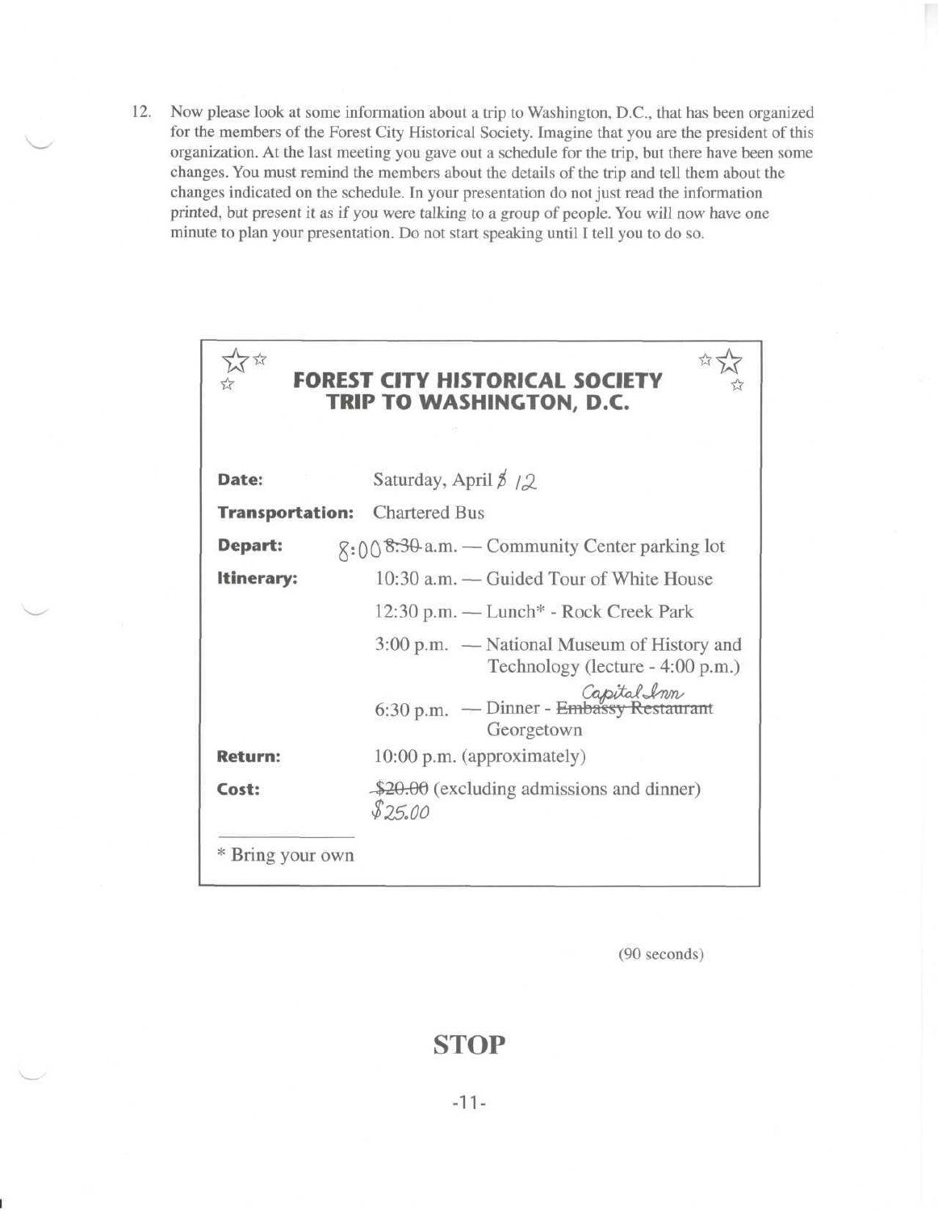12. Now please look at some information about a trip to Washington, D.C., that has been organized for the members of the Forest City Historical Society. Imagine that you are the president of this organization. At the last meeting you gave out a schedule for the trip, but there have been some changes. You must remind the members about the details of the trip and tell them about the changes indicated on the schedule. In your presentation do not just read the information printed, but present it as if you were talking to a group of people. You will now have one minute to plan your presentation. Do not start speaking until I tell you to do so.

## FOREST CITY HISTORICAL SOCIETY TRIP TO WASHINGTON, D.C.

| | |
|---|---|
| **Date:** | Saturday, April ~~5~~ 12 |
| **Transportation:** | Chartered Bus |
| **Depart:** | 8:00 ~~8:30~~ a.m. — Community Center parking lot |
| **Itinerary:** | 10:30 a.m. — Guided Tour of White House |
| | 12:30 p.m. — Lunch* - Rock Creek Park |
| | 3:00 p.m. — National Museum of History and Technology (lecture - 4:00 p.m.) |
| | 6:30 p.m. — Dinner - ~~Embassy Restaurant~~ Capital Inn Georgetown |
| **Return:** | 10:00 p.m. (approximately) |
| **Cost:** | ~~$20.00~~ $25.00 (excluding admissions and dinner) |

\* Bring your own

(90 seconds)

**STOP**